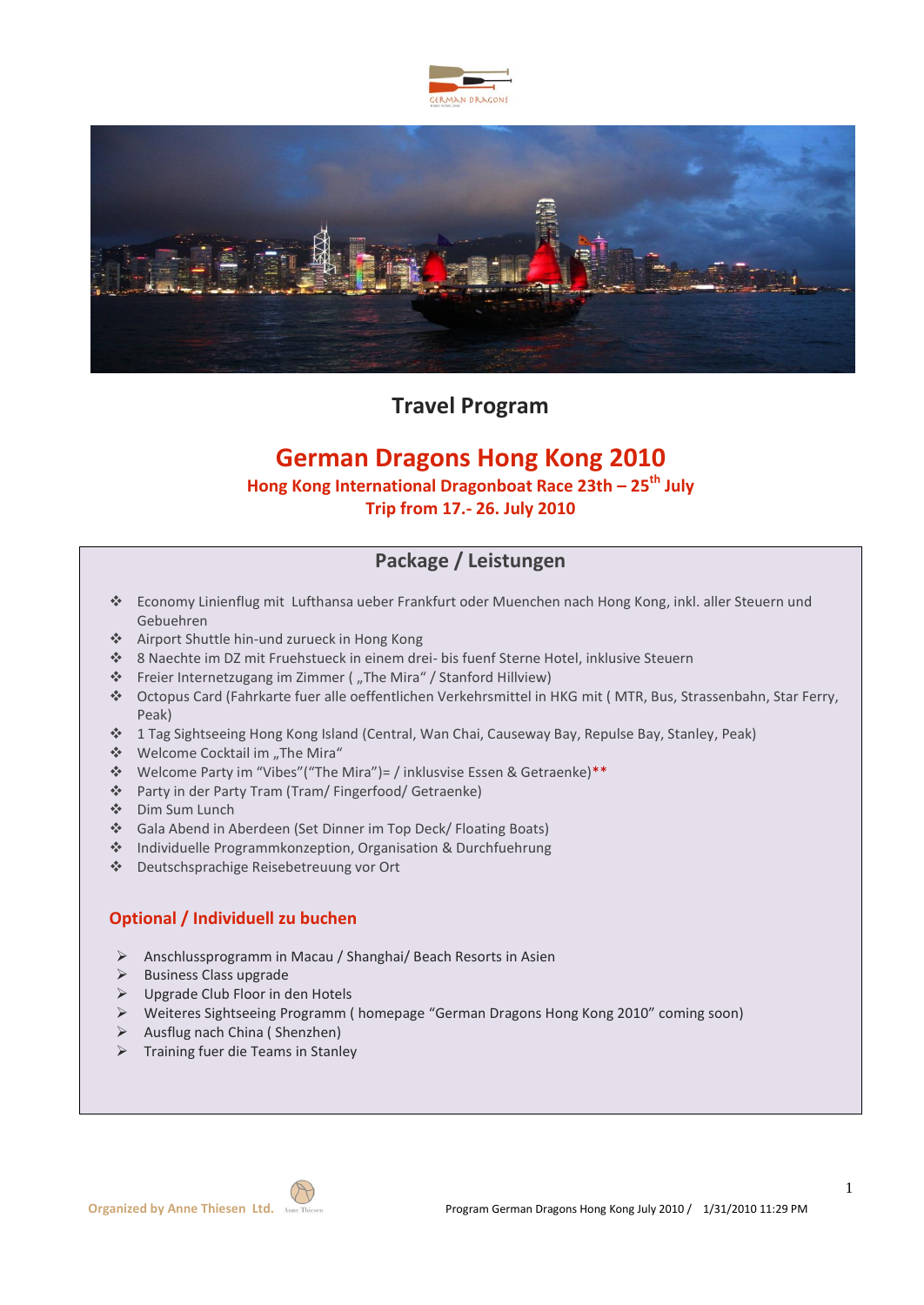# Travel Program

## German Dragons Hong Kong 2010

**Hong Kong International Dragonboat Race 23th – 25th July**

**Trip from 17.- 26. July 2010**

## Package / Leistungen

- Economy Linienflug mit Lufthansa ueber Frankfurt oder Muenchen nach Hong Kong, inkl. aller Steuern und Gebuehren
- Airport Shuttle hin-und zurueck in Hong Kong
- 8 Naechte im DZ mit Fruehstueck in einem drei- bis fuenf Sterne Hotel, inklusive Steuern
- Freier Internetzugang im Zimmer ( „The Mira“ / Stanford Hillview)
- Octopus Card (Fahrkarte fuer alle oeffentlichen Verkehrsmittel in HKG mit ( MTR, Bus, Strassenbahn, Star Ferry, Peak)
- 1 Tag Sightseeing Hong Kong Island (Central, Wan Chai, Causeway Bay, Repulse Bay, Stanley, Peak)
- Welcome Cocktail im „The Mira“
- Welcome Party im “Vibes”(“The Mira”)= / inklusvise Essen & Getraenke)**
- Party in der Party Tram (Tram/ Fingerfood/ Getraenke)
- Dim Sum Lunch
- Gala Abend in Aberdeen (Set Dinner im Top Deck/ Floating Boats)
- Individuelle Programmkonzeption, Organisation & Durchfuehrung
- Deutschsprachige Reisebetreuung vor Ort

### Optional / Individuell zu buchen

- Anschlussprogramm in Macau / Shanghai/ Beach Resorts in Asien
- Business Class upgrade
- Upgrade Club Floor in den Hotels
- Weiteres Sightseeing Programm ( homepage “German Dragons Hong Kong 2010” coming soon)
- Ausflug nach China ( Shenzhen)
- Training fuer die Teams in Stanley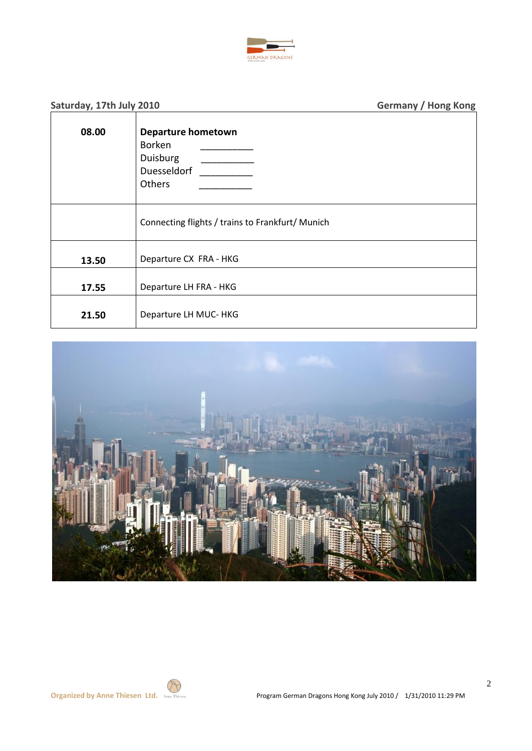**Saturday, 17th July 2010** **Germany / Hong Kong**

| | |
|---|---|
| **08.00** | **Departure hometown**<br>Borken __________<br>Duisburg __________<br>Duesseldorf __________<br>Others __________ |
| | Connecting flights / trains to Frankfurt/ Munich |
| **13.50** | Departure CX FRA - HKG |
| **17.55** | Departure LH FRA - HKG |
| **21.50** | Departure LH MUC- HKG |

**Organized by Anne Thiesen Ltd.**

Program German Dragons Hong Kong July 2010 / 1/31/2010 11:29 PM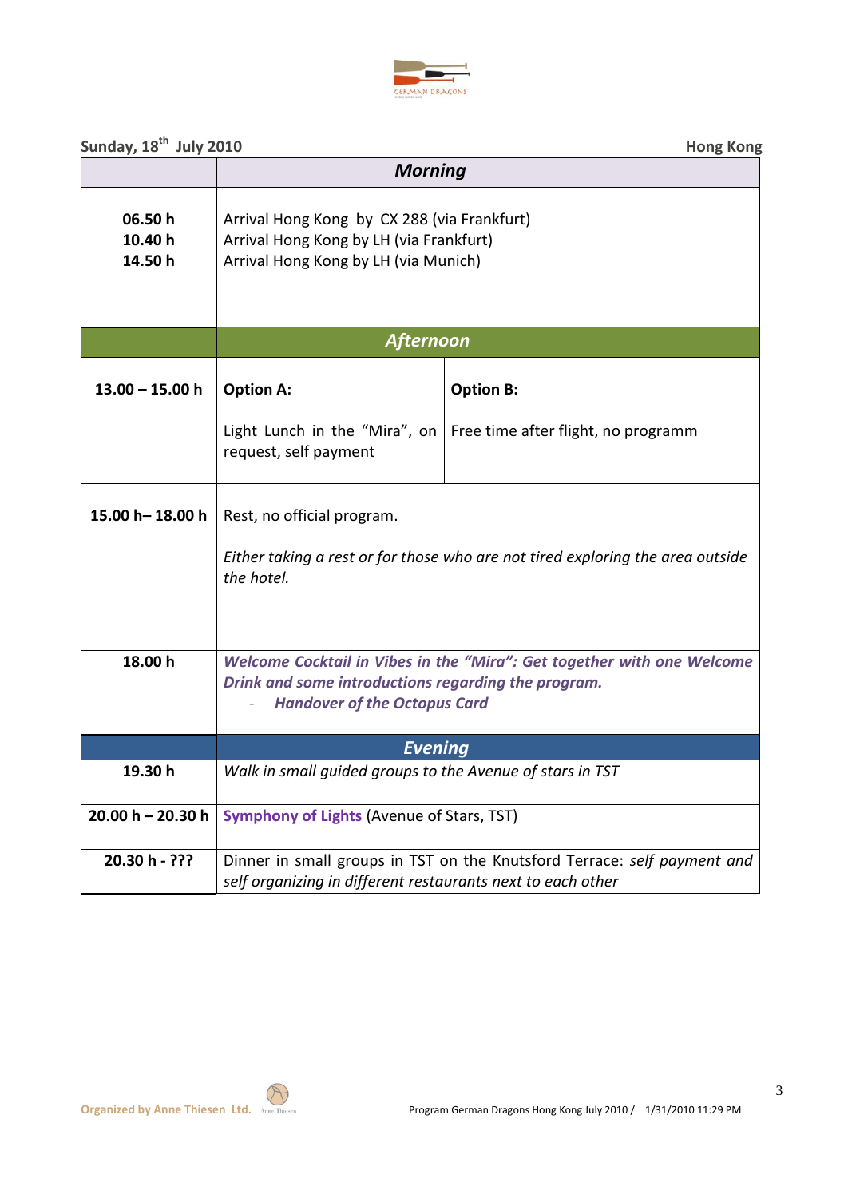**Sunday, 18th July 2010** **Hong Kong**

| | ***Morning*** | |
|---|---|---|
| **06.50 h**<br>**10.40 h**<br>**14.50 h** | Arrival Hong Kong by CX 288 (via Frankfurt)<br>Arrival Hong Kong by LH (via Frankfurt)<br>Arrival Hong Kong by LH (via Munich) | |
| | ***Afternoon*** | |
| **13.00 – 15.00 h** | **Option A:**<br><br>Light Lunch in the "Mira", on request, self payment | **Option B:**<br><br>Free time after flight, no programm |
| **15.00 h– 18.00 h** | Rest, no official program.<br><br>*Either taking a rest or for those who are not tired exploring the area outside the hotel.* | |
| **18.00 h** | ***Welcome Cocktail in Vibes in the "Mira": Get together with one Welcome Drink and some introductions regarding the program.***<br>- ***Handover of the Octopus Card*** | |
| | ***Evening*** | |
| **19.30 h** | *Walk in small guided groups to the Avenue of stars in TST* | |
| **20.00 h – 20.30 h** | **Symphony of Lights** (Avenue of Stars, TST) | |
| **20.30 h - ???** | Dinner in small groups in TST on the Knutsford Terrace: *self payment and self organizing in different restaurants next to each other* | |

Organized by Anne Thiesen Ltd.

Program German Dragons Hong Kong July 2010 / 1/31/2010 11:29 PM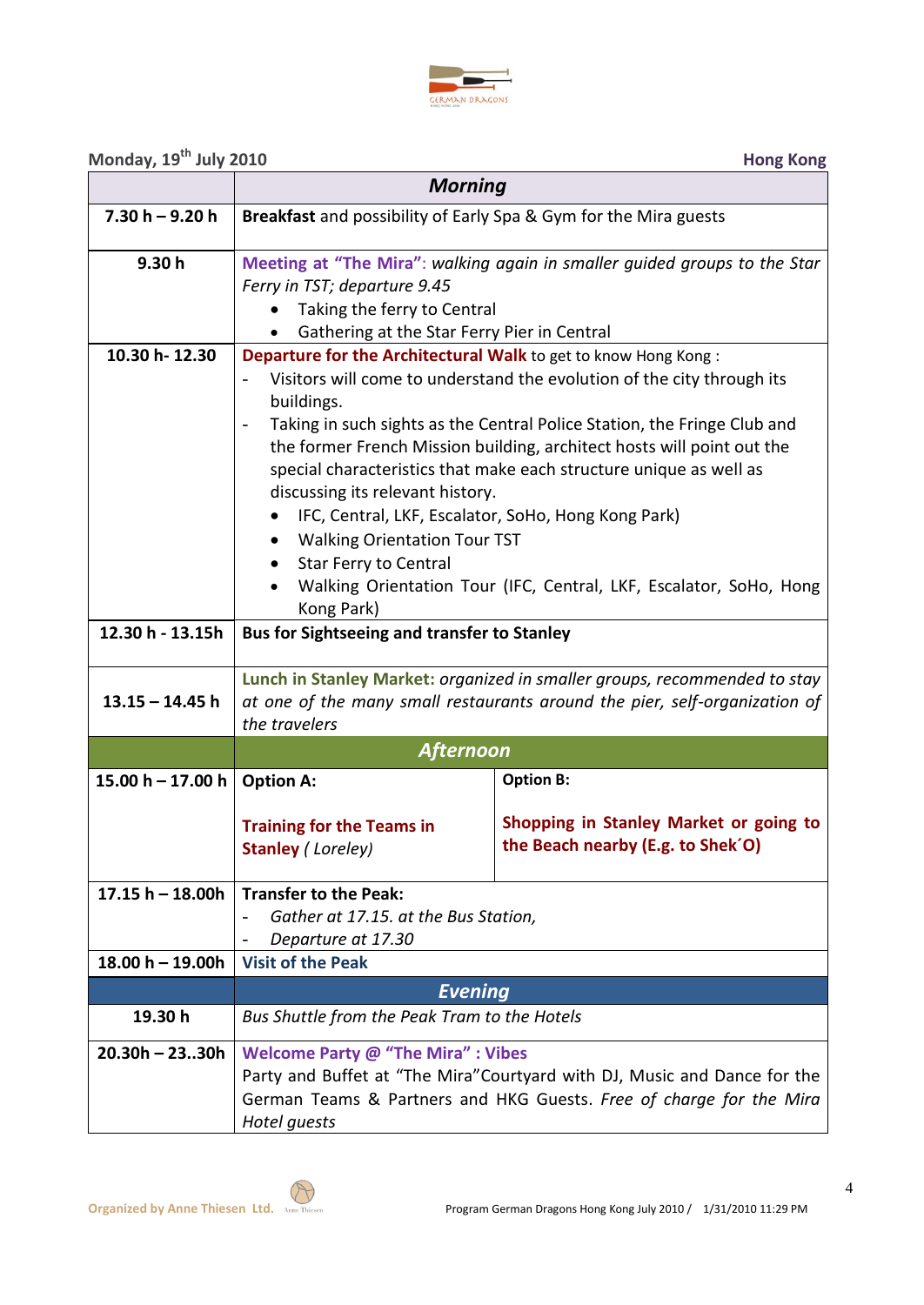**Monday, 19th July 2010** **Hong Kong**

| | ***Morning*** | |
|---|---|---|
| **7.30 h – 9.20 h** | **Breakfast** and possibility of Early Spa & Gym for the Mira guests | |
| **9.30 h** | **Meeting at "The Mira"**: *walking again in smaller guided groups to the Star Ferry in TST; departure 9.45*<br>• Taking the ferry to Central<br>• Gathering at the Star Ferry Pier in Central | |
| **10.30 h- 12.30** | **Departure for the Architectural Walk** to get to know Hong Kong :<br>- Visitors will come to understand the evolution of the city through its buildings.<br>- Taking in such sights as the Central Police Station, the Fringe Club and the former French Mission building, architect hosts will point out the special characteristics that make each structure unique as well as discussing its relevant history.<br>• IFC, Central, LKF, Escalator, SoHo, Hong Kong Park)<br>• Walking Orientation Tour TST<br>• Star Ferry to Central<br>• Walking Orientation Tour (IFC, Central, LKF, Escalator, SoHo, Hong Kong Park) | |
| **12.30 h - 13.15h** | **Bus for Sightseeing and transfer to Stanley** | |
| **13.15 – 14.45 h** | **Lunch in Stanley Market:** *organized in smaller groups, recommended to stay at one of the many small restaurants around the pier, self-organization of the travelers* | |
| | ***Afternoon*** | |
| **15.00 h – 17.00 h** | **Option A:**<br><br>**Training for the Teams in Stanley** *( Loreley)* | **Option B:**<br><br>**Shopping in Stanley Market or going to the Beach nearby (E.g. to Shek´O)** |
| **17.15 h – 18.00h** | **Transfer to the Peak:**<br>- *Gather at 17.15. at the Bus Station,*<br>- *Departure at 17.30* | |
| **18.00 h – 19.00h** | **Visit of the Peak** | |
| | ***Evening*** | |
| **19.30 h** | *Bus Shuttle from the Peak Tram to the Hotels* | |
| **20.30h – 23..30h** | **Welcome Party @ "The Mira" : Vibes**<br>Party and Buffet at "The Mira"Courtyard with DJ, Music and Dance for the German Teams & Partners and HKG Guests. *Free of charge for the Mira Hotel guests* | |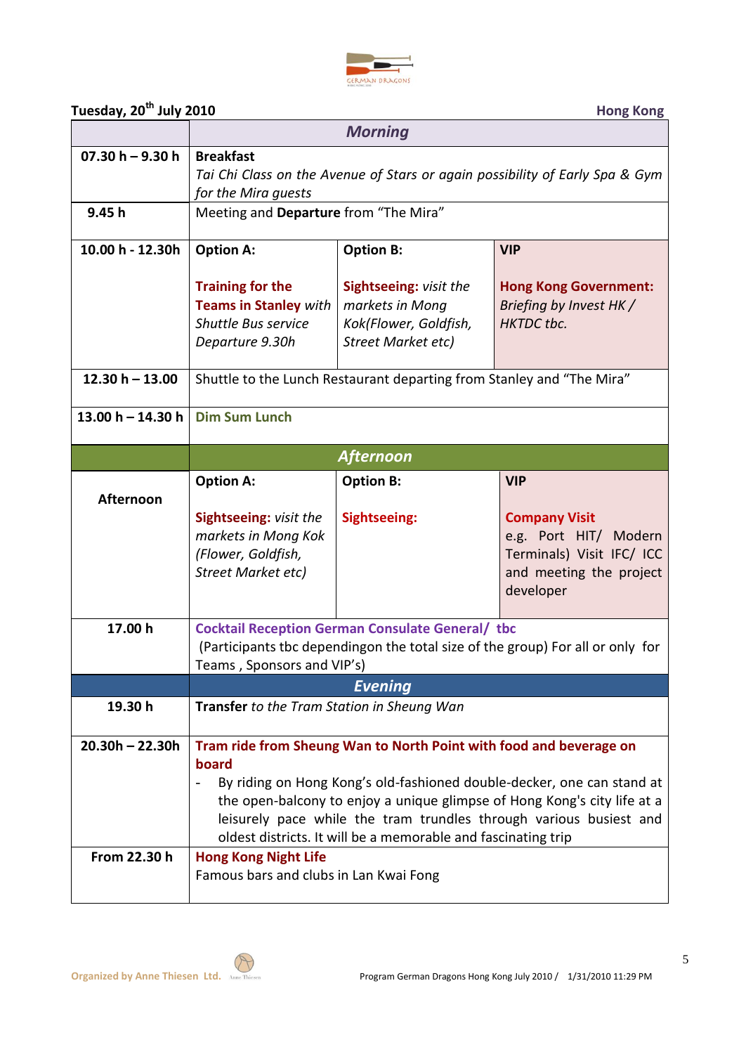**Tuesday, 20th July 2010** **Hong Kong**

| | *Morning* | | |
|---|---|---|---|
| **07.30 h – 9.30 h** | **Breakfast** *Tai Chi Class on the Avenue of Stars or again possibility of Early Spa & Gym for the Mira guests* | | |
| **9.45 h** | Meeting and **Departure** from "The Mira" | | |
| **10.00 h - 12.30h** | **Option A:** **Training for the Teams in Stanley** *with Shuttle Bus service Departure 9.30h* | **Option B:** **Sightseeing:** *visit the markets in Mong Kok(Flower, Goldfish, Street Market etc)* | **VIP** **Hong Kong Government:** *Briefing by Invest HK / HKTDC tbc.* |
| **12.30 h – 13.00** | Shuttle to the Lunch Restaurant departing from Stanley and "The Mira" | | |
| **13.00 h – 14.30 h** | **Dim Sum Lunch** | | |
| | *Afternoon* | | |
| **Afternoon** | **Option A:** **Sightseeing:** *visit the markets in Mong Kok (Flower, Goldfish, Street Market etc)* | **Option B:** **Sightseeing:** | **VIP** **Company Visit** e.g. Port HIT/ Modern Terminals) Visit IFC/ ICC and meeting the project developer |
| **17.00 h** | **Cocktail Reception German Consulate General/ tbc** (Participants tbc dependingon the total size of the group) For all or only for Teams , Sponsors and VIP's) | | |
| | *Evening* | | |
| **19.30 h** | **Transfer** *to the Tram Station in Sheung Wan* | | |
| **20.30h – 22.30h** | **Tram ride from Sheung Wan to North Point with food and beverage on board** - By riding on Hong Kong's old-fashioned double-decker, one can stand at the open-balcony to enjoy a unique glimpse of Hong Kong's city life at a leisurely pace while the tram trundles through various busiest and oldest districts. It will be a memorable and fascinating trip | | |
| **From 22.30 h** | **Hong Kong Night Life** Famous bars and clubs in Lan Kwai Fong | | |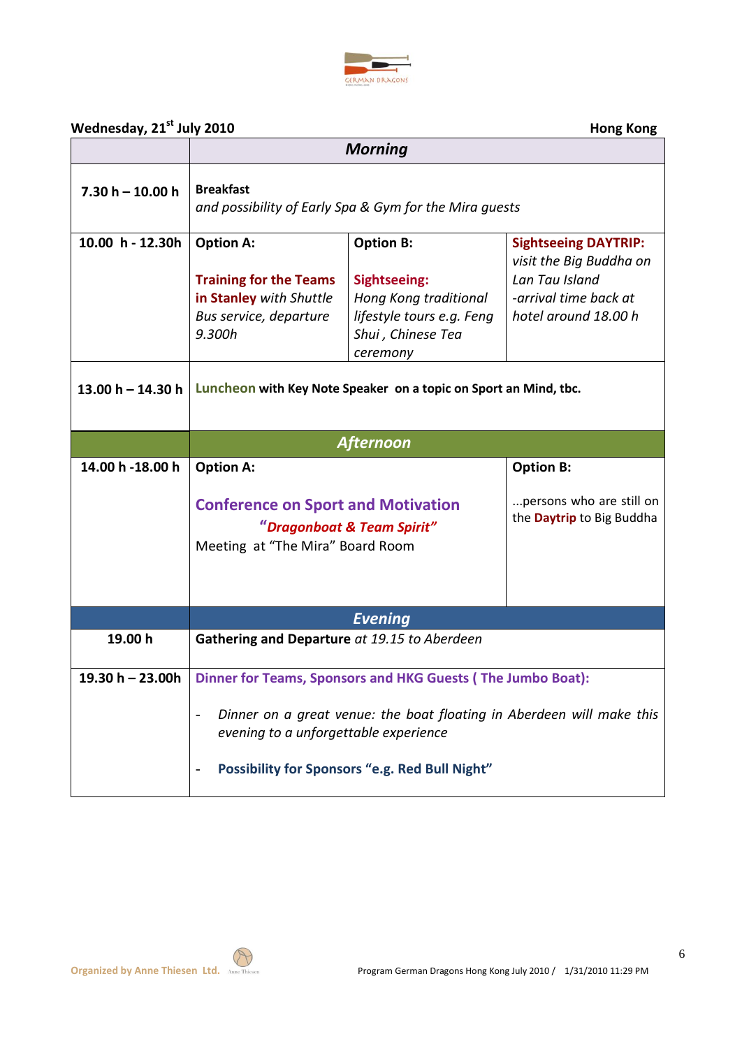**Wednesday, 21st July 2010** **Hong Kong**

| | **_Morning_** | | |
|---|---|---|---|
| **7.30 h – 10.00 h** | **Breakfast** *and possibility of Early Spa & Gym for the Mira guests* | | |
| **10.00 h - 12.30h** | **Option A:** **Training for the Teams in Stanley** with Shuttle *Bus service, departure 9.300h* | **Option B:** **Sightseeing:** *Hong Kong traditional lifestyle tours e.g. Feng Shui , Chinese Tea ceremony* | **Sightseeing DAYTRIP:** *visit the Big Buddha on Lan Tau Island -arrival time back at hotel around 18.00 h* |
| **13.00 h – 14.30 h** | **Luncheon with Key Note Speaker on a topic on Sport an Mind, tbc.** | | |
| | **_Afternoon_** | | |
| **14.00 h -18.00 h** | **Option A:** **Conference on Sport and Motivation** ***"Dragonboat & Team Spirit"*** Meeting at "The Mira" Board Room | | **Option B:** ...persons who are still on the **Daytrip** to Big Buddha |
| | **_Evening_** | | |
| **19.00 h** | **Gathering and Departure** *at 19.15 to Aberdeen* | | |
| **19.30 h – 23.00h** | **Dinner for Teams, Sponsors and HKG Guests ( The Jumbo Boat):** - *Dinner on a great venue: the boat floating in Aberdeen will make this evening to a unforgettable experience* - **Possibility for Sponsors "e.g. Red Bull Night"** | | |

Organized by Anne Thiesen Ltd. Program German Dragons Hong Kong July 2010 / 1/31/2010 11:29 PM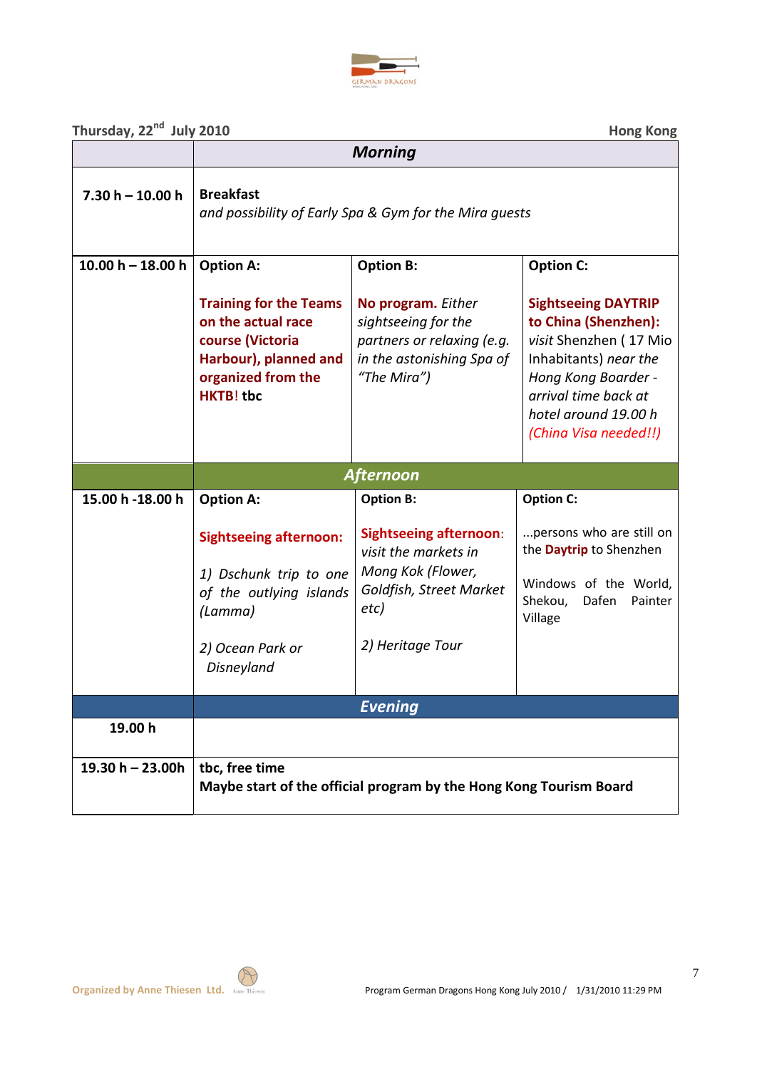**Thursday, 22nd July 2010** **Hong Kong**

| | ***Morning*** | | |
|---|---|---|---|
| **7.30 h – 10.00 h** | **Breakfast** *and possibility of Early Spa & Gym for the Mira guests* | | |
| **10.00 h – 18.00 h** | **Option A:** **Training for the Teams on the actual race course (Victoria Harbour), planned and organized from the HKTB! tbc** | **Option B:** **No program.** *Either sightseeing for the partners or relaxing (e.g. in the astonishing Spa of "The Mira")* | **Option C:** **Sightseeing DAYTRIP to China (Shenzhen):** *visit* Shenzhen ( 17 Mio Inhabitants) *near the Hong Kong Boarder - arrival time back at hotel around 19.00 h* *(China Visa needed!!)* |
| | ***Afternoon*** | | |
| **15.00 h -18.00 h** | **Option A:** **Sightseeing afternoon:** *1) Dschunk trip to one of the outlying islands (Lamma)* *2) Ocean Park or Disneyland* | **Option B:** **Sightseeing afternoon**: *visit the markets in Mong Kok (Flower, Goldfish, Street Market etc)* *2) Heritage Tour* | **Option C:** ...persons who are still on the **Daytrip** to Shenzhen Windows of the World, Shekou, Dafen Painter Village |
| | ***Evening*** | | |
| **19.00 h** | | | |
| **19.30 h – 23.00h** | **tbc, free time** **Maybe start of the official program by the Hong Kong Tourism Board** | | |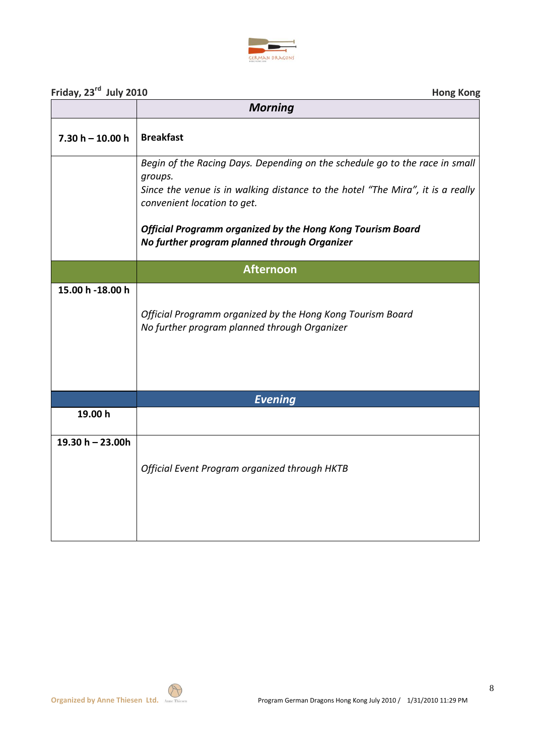**Friday, 23rd July 2010** **Hong Kong**

| | *Morning* |
|---|---|
| **7.30 h – 10.00 h** | **Breakfast** |
| | *Begin of the Racing Days. Depending on the schedule go to the race in small groups.*<br>*Since the venue is in walking distance to the hotel "The Mira", it is a really convenient location to get.*<br><br>***Official Programm organized by the Hong Kong Tourism Board***<br>***No further program planned through Organizer*** |
| | **Afternoon** |
| **15.00 h -18.00 h** | *Official Programm organized by the Hong Kong Tourism Board*<br>*No further program planned through Organizer* |
| | ***Evening*** |
| **19.00 h** | |
| **19.30 h – 23.00h** | *Official Event Program organized through HKTB* |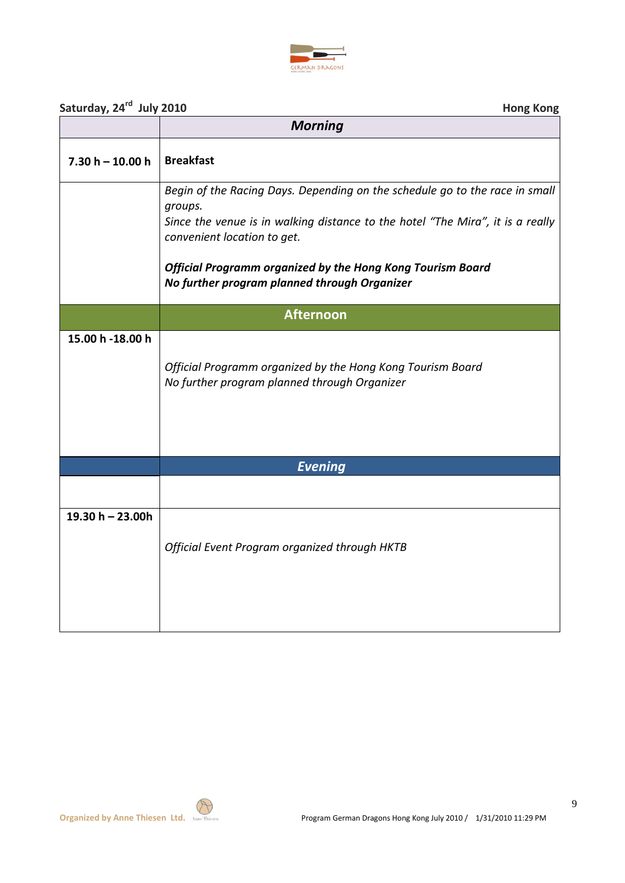**Saturday, 24th July 2010** | **Hong Kong**

| | ***Morning*** |
|---|---|
| **7.30 h – 10.00 h** | **Breakfast** |
| | *Begin of the Racing Days. Depending on the schedule go to the race in small groups.* *Since the venue is in walking distance to the hotel "The Mira", it is a really convenient location to get.* ***Official Programm organized by the Hong Kong Tourism Board*** ***No further program planned through Organizer*** |
| | **Afternoon** |
| **15.00 h -18.00 h** | *Official Programm organized by the Hong Kong Tourism Board* *No further program planned through Organizer* |
| | ***Evening*** |
| | |
| **19.30 h – 23.00h** | *Official Event Program organized through HKTB* |

Organized by Anne Thiesen Ltd.

Program German Dragons Hong Kong July 2010 / 1/31/2010 11:29 PM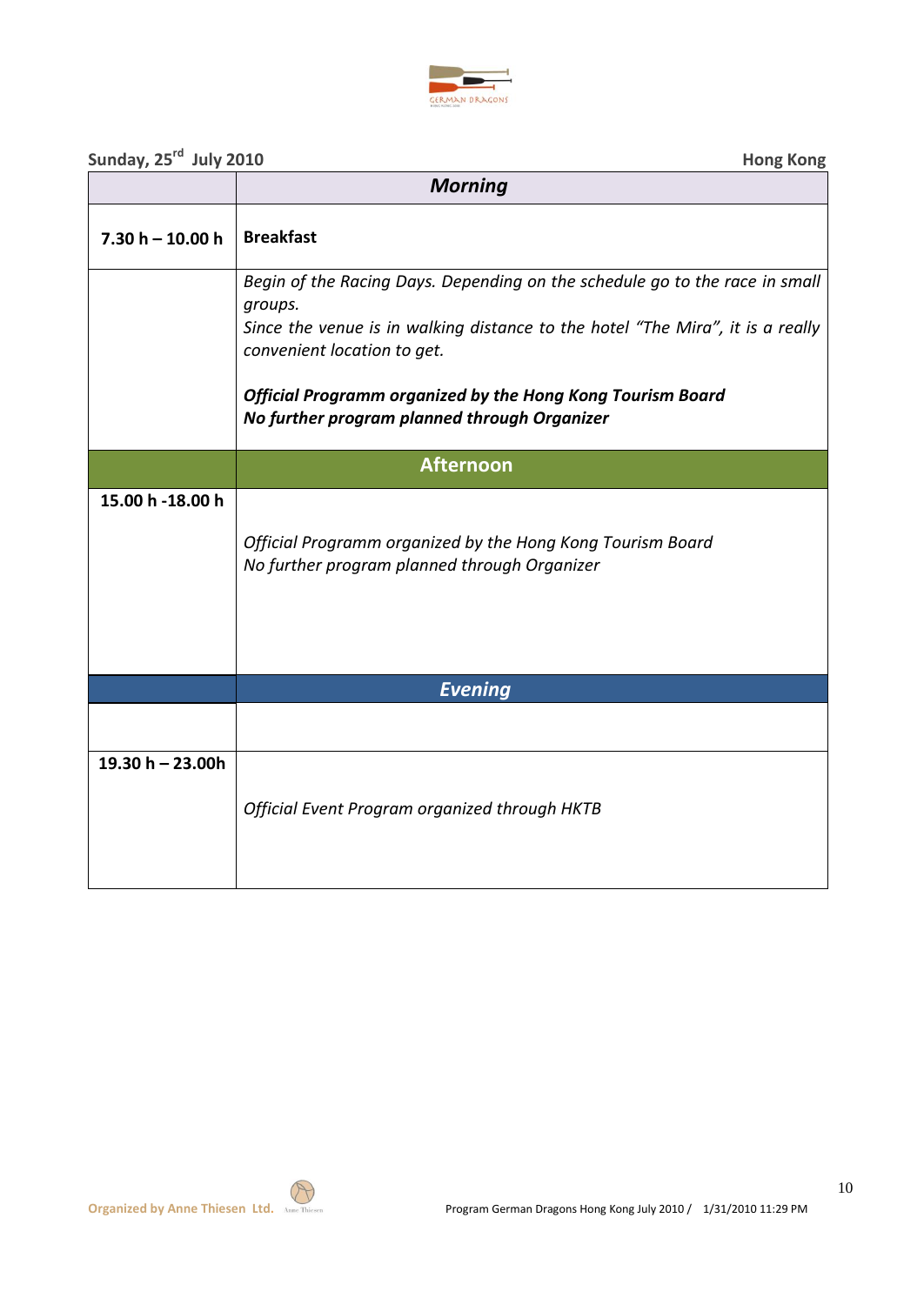**Sunday, 25th July 2010** **Hong Kong**

| | ***Morning*** |
|---|---|
| **7.30 h – 10.00 h** | **Breakfast** |
| | *Begin of the Racing Days. Depending on the schedule go to the race in small groups.*<br>*Since the venue is in walking distance to the hotel "The Mira", it is a really convenient location to get.*<br><br>***Official Programm organized by the Hong Kong Tourism Board***<br>***No further program planned through Organizer*** |
| | **Afternoon** |
| **15.00 h -18.00 h** | *Official Programm organized by the Hong Kong Tourism Board*<br>*No further program planned through Organizer* |
| | ***Evening*** |
| | |
| **19.30 h – 23.00h** | *Official Event Program organized through HKTB* |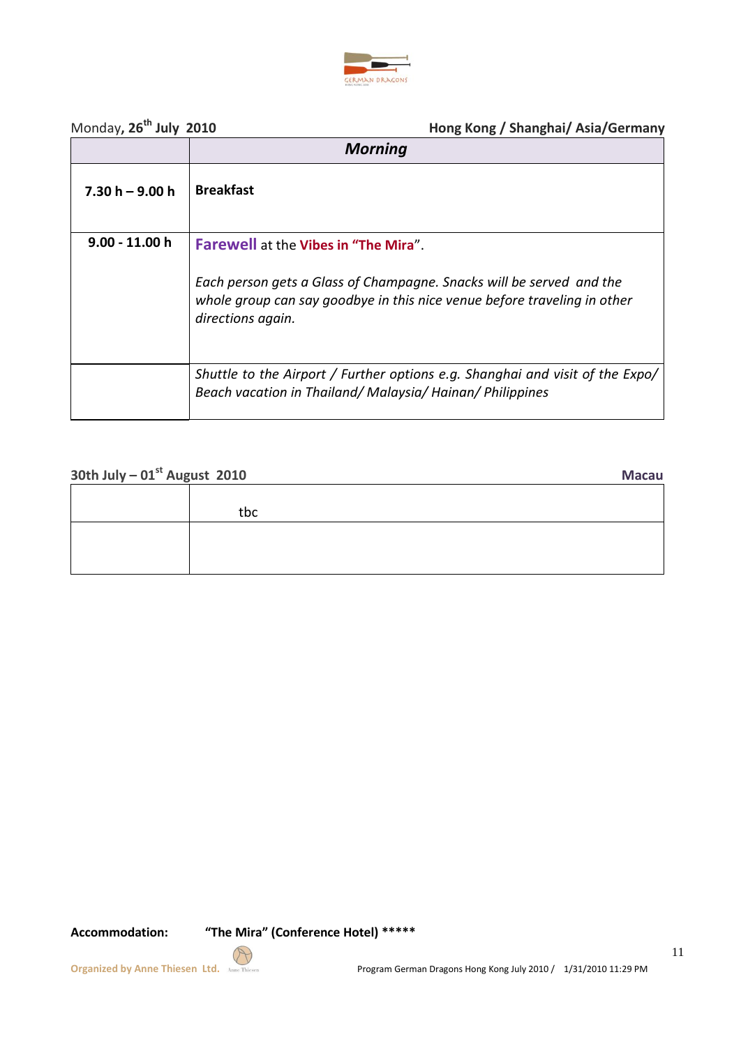Monday, **26th July 2010** **Hong Kong / Shanghai/ Asia/Germany**

| | ***Morning*** |
|---|---|
| **7.30 h – 9.00 h** | **Breakfast** |
| **9.00 - 11.00 h** | **Farewell** at the **Vibes in "The Mira**". <br><br> *Each person gets a Glass of Champagne. Snacks will be served and the whole group can say goodbye in this nice venue before traveling in other directions again.* |
| | *Shuttle to the Airport / Further options e.g. Shanghai and visit of the Expo/ Beach vacation in Thailand/ Malaysia/ Hainan/ Philippines* |

**30th July – 01st August 2010** **Macau**

| | |
|---|---|
| | tbc |
| | |

**Accommodation:** **"The Mira" (Conference Hotel) *****

**Organized by Anne Thiesen Ltd.**

Program German Dragons Hong Kong July 2010 / 1/31/2010 11:29 PM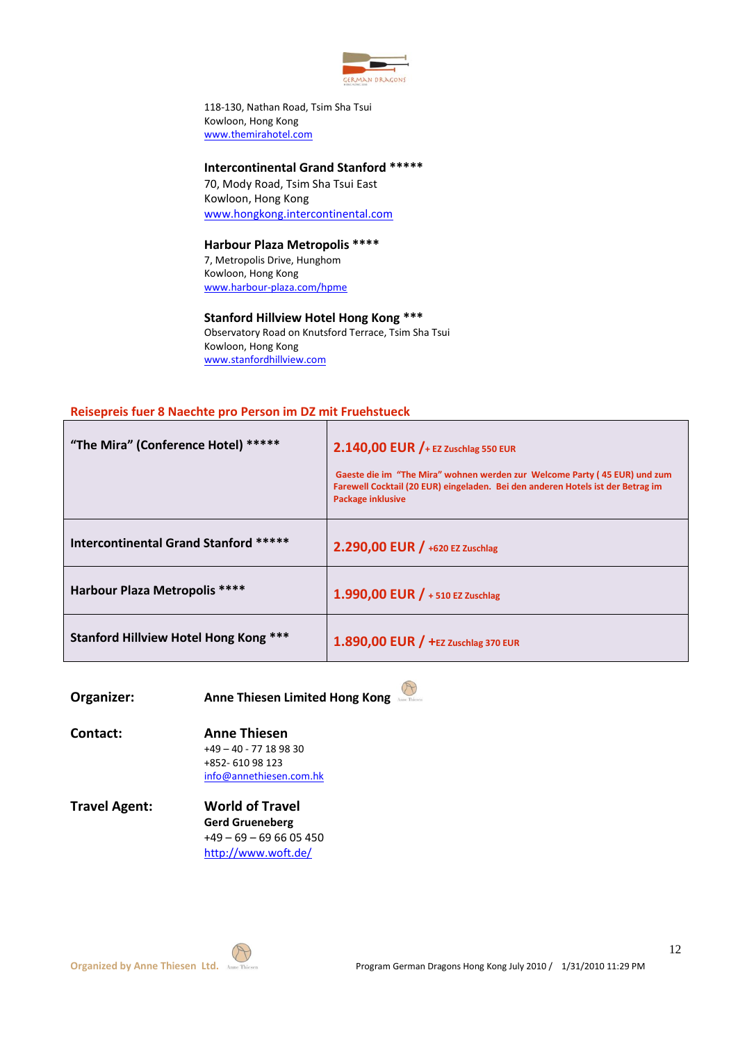118-130, Nathan Road, Tsim Sha Tsui
Kowloon, Hong Kong
www.themirahotel.com

**Intercontinental Grand Stanford \*\*\*\*\***
70, Mody Road, Tsim Sha Tsui East
Kowloon, Hong Kong
www.hongkong.intercontinental.com

**Harbour Plaza Metropolis \*\*\*\***
7, Metropolis Drive, Hunghom
Kowloon, Hong Kong
www.harbour-plaza.com/hpme

**Stanford Hillview Hotel Hong Kong \*\*\***
Observatory Road on Knutsford Terrace, Tsim Sha Tsui
Kowloon, Hong Kong
www.stanfordhillview.com

## Reisepreis fuer 8 Naechte pro Person im DZ mit Fruehstueck

| | |
|---|---|
| **"The Mira" (Conference Hotel) \*\*\*\*\*** | **2.140,00 EUR /+ EZ Zuschlag 550 EUR**<br><br>**Gaeste die im "The Mira" wohnen werden zur Welcome Party ( 45 EUR) und zum Farewell Cocktail (20 EUR) eingeladen. Bei den anderen Hotels ist der Betrag im Package inklusive** |
| **Intercontinental Grand Stanford \*\*\*\*\*** | **2.290,00 EUR / +620 EZ Zuschlag** |
| **Harbour Plaza Metropolis \*\*\*\*** | **1.990,00 EUR / + 510 EZ Zuschlag** |
| **Stanford Hillview Hotel Hong Kong \*\*\*** | **1.890,00 EUR / +EZ Zuschlag 370 EUR** |

**Organizer:** **Anne Thiesen Limited Hong Kong**

**Contact:** **Anne Thiesen**
+49 – 40 - 77 18 98 30
+852- 610 98 123
info@annethiesen.com.hk

**Travel Agent:** **World of Travel**
**Gerd Grueneberg**
+49 – 69 – 69 66 05 450
http://www.woft.de/